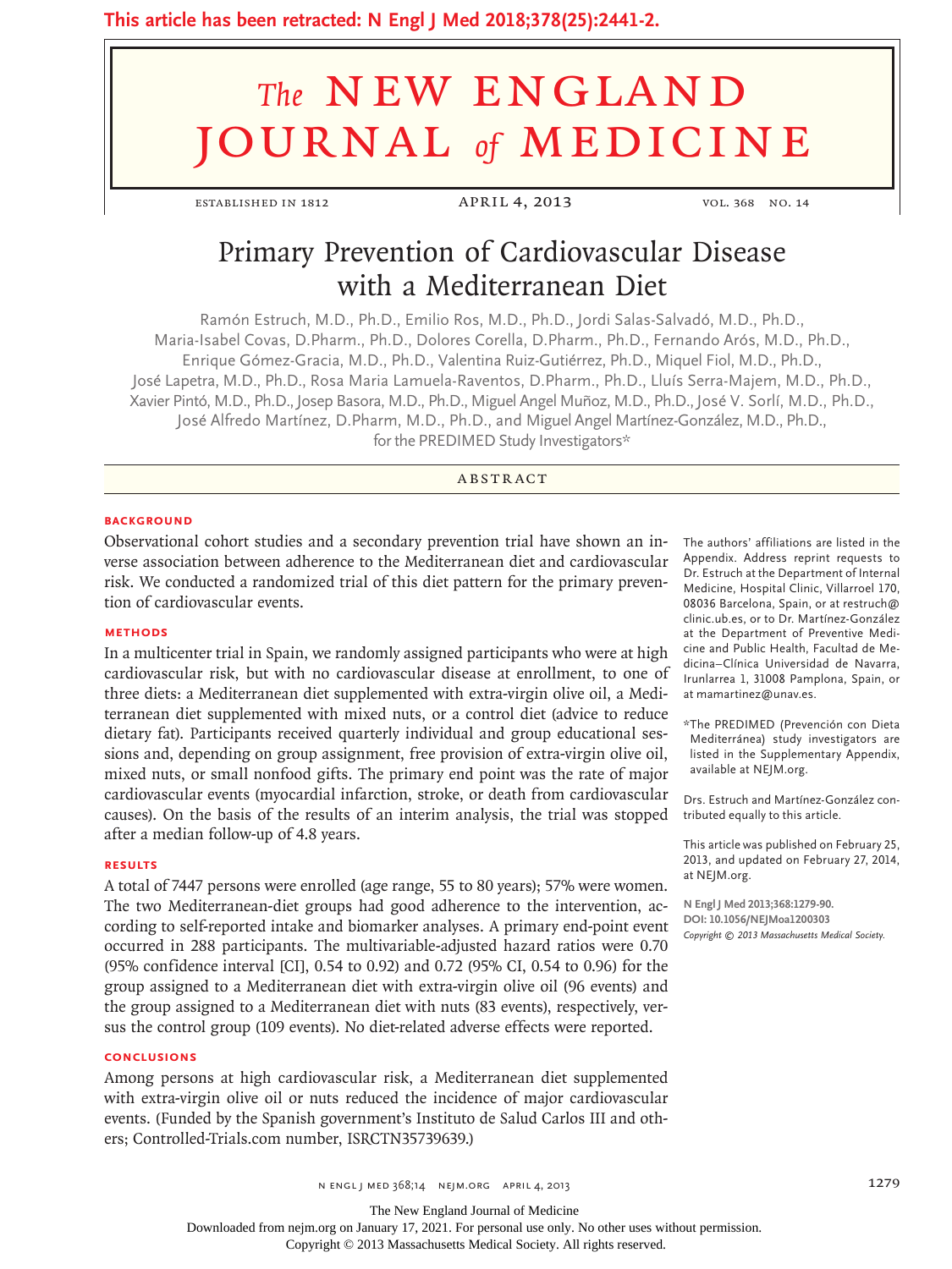This article has been retracted: N Engl J Med 2018;378(25):2441-2.

# Primary Prevention of Cardiovascular Disease with a Mediterranean Diet

Ramón Estruch, M.D., Ph.D., Emilio Ros, M.D., Ph.D., Jordi Salas-Salvadó, M.D., Ph.D., Maria-Isabel Covas, D.Pharm., Ph.D., Dolores Corella, D.Pharm., Ph.D., Fernando Arós, M.D., Ph.D., Enrique Gómez-Gracia, M.D., Ph.D., Valentina Ruiz-Gutiérrez, Ph.D., Miquel Fiol, M.D., Ph.D., José Lapetra, M.D., Ph.D., Rosa Maria Lamuela-Raventos, D.Pharm., Ph.D., Lluís Serra-Majem, M.D., Ph.D., Xavier Pintó, M.D., Ph.D., Josep Basora, M.D., Ph.D., Miguel Angel Muñoz, M.D., Ph.D., José V. Sorlí, M.D., Ph.D., José Alfredo Martínez, D.Pharm, M.D., Ph.D., and Miguel Angel Martínez-González, M.D., Ph.D., for the PREDIMED Study Investigators*

## ABSTRACT

### BACKGROUND

Observational cohort studies and a secondary prevention trial have shown an inverse association between adherence to the Mediterranean diet and cardiovascular risk. We conducted a randomized trial of this diet pattern for the primary prevention of cardiovascular events.

### METHODS

In a multicenter trial in Spain, we randomly assigned participants who were at high cardiovascular risk, but with no cardiovascular disease at enrollment, to one of three diets: a Mediterranean diet supplemented with extra-virgin olive oil, a Mediterranean diet supplemented with mixed nuts, or a control diet (advice to reduce dietary fat). Participants received quarterly individual and group educational sessions and, depending on group assignment, free provision of extra-virgin olive oil, mixed nuts, or small nonfood gifts. The primary end point was the rate of major cardiovascular events (myocardial infarction, stroke, or death from cardiovascular causes). On the basis of the results of an interim analysis, the trial was stopped after a median follow-up of 4.8 years.

### RESULTS

A total of 7447 persons were enrolled (age range, 55 to 80 years); 57% were women. The two Mediterranean-diet groups had good adherence to the intervention, according to self-reported intake and biomarker analyses. A primary end-point event occurred in 288 participants. The multivariable-adjusted hazard ratios were 0.70 (95% confidence interval [CI], 0.54 to 0.92) and 0.72 (95% CI, 0.54 to 0.96) for the group assigned to a Mediterranean diet with extra-virgin olive oil (96 events) and the group assigned to a Mediterranean diet with nuts (83 events), respectively, versus the control group (109 events). No diet-related adverse effects were reported.

### CONCLUSIONS

Among persons at high cardiovascular risk, a Mediterranean diet supplemented with extra-virgin olive oil or nuts reduced the incidence of major cardiovascular events. (Funded by the Spanish government's Instituto de Salud Carlos III and others; Controlled-Trials.com number, ISRCTN35739639.)

The authors' affiliations are listed in the Appendix. Address reprint requests to Dr. Estruch at the Department of Internal Medicine, Hospital Clinic, Villarroel 170, 08036 Barcelona, Spain, or at restruch@clinic.ub.es, or to Dr. Martínez-González at the Department of Preventive Medicine and Public Health, Facultad de Medicina–Clínica Universidad de Navarra, Irunlarrea 1, 31008 Pamplona, Spain, or at mamartinez@unav.es.

*The PREDIMED (Prevención con Dieta Mediterránea) study investigators are listed in the Supplementary Appendix, available at NEJM.org.

Drs. Estruch and Martínez-González contributed equally to this article.

This article was published on February 25, 2013, and updated on February 27, 2014, at NEJM.org.

N Engl J Med 2013;368:1279-90.
DOI: 10.1056/NEJMoa1200303
Copyright © 2013 Massachusetts Medical Society.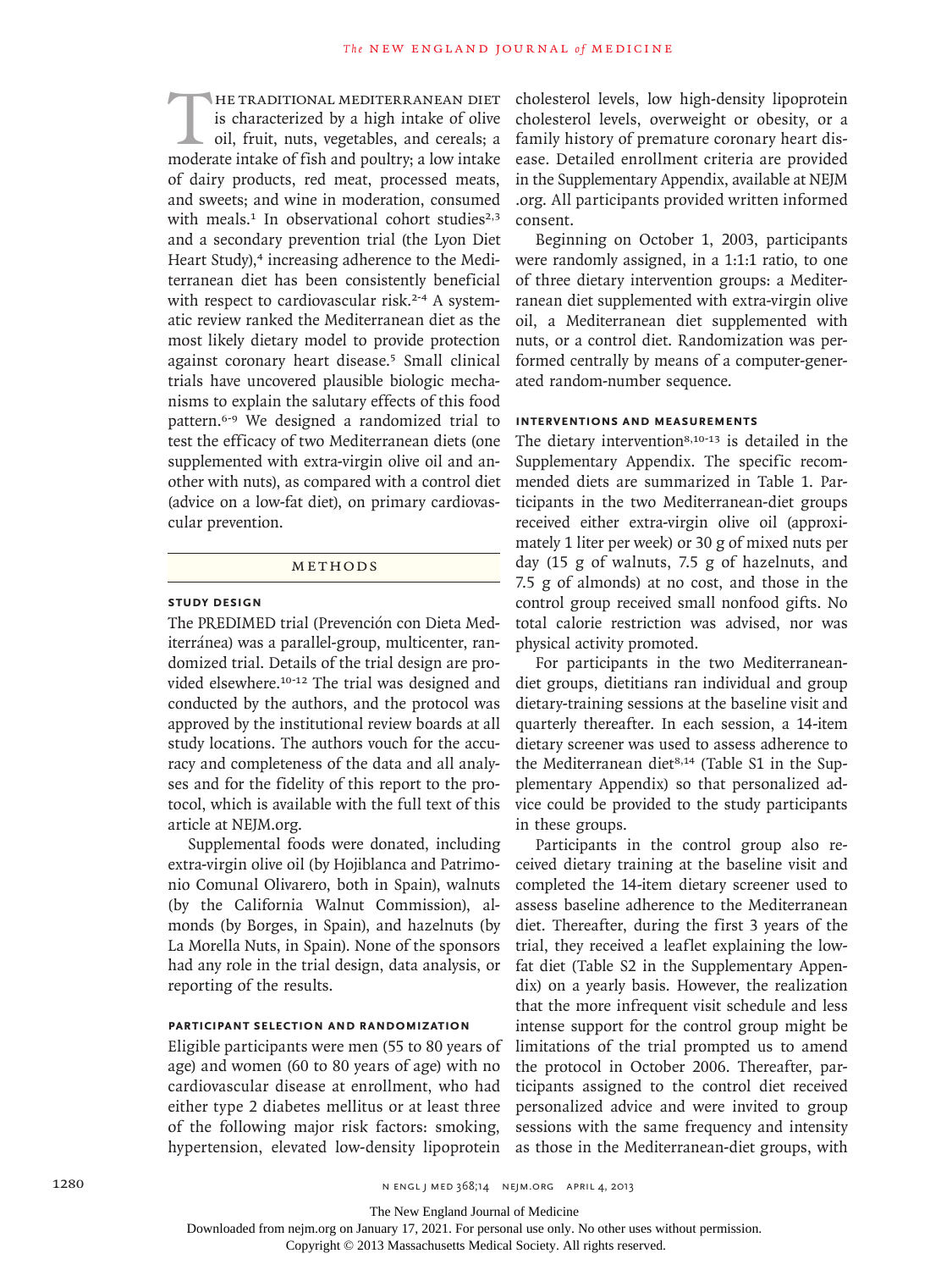The traditional Mediterranean diet is characterized by a high intake of olive oil, fruit, nuts, vegetables, and cereals; a moderate intake of fish and poultry; a low intake of dairy products, red meat, processed meats, and sweets; and wine in moderation, consumed with meals.[1] In observational cohort studies[2,3] and a secondary prevention trial (the Lyon Diet Heart Study),[4] increasing adherence to the Mediterranean diet has been consistently beneficial with respect to cardiovascular risk.[2-4] A systematic review ranked the Mediterranean diet as the most likely dietary model to provide protection against coronary heart disease.[5] Small clinical trials have uncovered plausible biologic mechanisms to explain the salutary effects of this food pattern.[6-9] We designed a randomized trial to test the efficacy of two Mediterranean diets (one supplemented with extra-virgin olive oil and another with nuts), as compared with a control diet (advice on a low-fat diet), on primary cardiovascular prevention.

## Methods

### Study Design

The PREDIMED trial (Prevención con Dieta Mediterránea) was a parallel-group, multicenter, randomized trial. Details of the trial design are provided elsewhere.[10-12] The trial was designed and conducted by the authors, and the protocol was approved by the institutional review boards at all study locations. The authors vouch for the accuracy and completeness of the data and all analyses and for the fidelity of this report to the protocol, which is available with the full text of this article at NEJM.org.

Supplemental foods were donated, including extra-virgin olive oil (by Hojiblanca and Patrimonio Comunal Olivarero, both in Spain), walnuts (by the California Walnut Commission), almonds (by Borges, in Spain), and hazelnuts (by La Morella Nuts, in Spain). None of the sponsors had any role in the trial design, data analysis, or reporting of the results.

### Participant Selection and Randomization

Eligible participants were men (55 to 80 years of age) and women (60 to 80 years of age) with no cardiovascular disease at enrollment, who had either type 2 diabetes mellitus or at least three of the following major risk factors: smoking, hypertension, elevated low-density lipoprotein cholesterol levels, low high-density lipoprotein cholesterol levels, overweight or obesity, or a family history of premature coronary heart disease. Detailed enrollment criteria are provided in the Supplementary Appendix, available at NEJM.org. All participants provided written informed consent.

Beginning on October 1, 2003, participants were randomly assigned, in a 1:1:1 ratio, to one of three dietary intervention groups: a Mediterranean diet supplemented with extra-virgin olive oil, a Mediterranean diet supplemented with nuts, or a control diet. Randomization was performed centrally by means of a computer-generated random-number sequence.

### Interventions and Measurements

The dietary intervention[8,10-13] is detailed in the Supplementary Appendix. The specific recommended diets are summarized in Table 1. Participants in the two Mediterranean-diet groups received either extra-virgin olive oil (approximately 1 liter per week) or 30 g of mixed nuts per day (15 g of walnuts, 7.5 g of hazelnuts, and 7.5 g of almonds) at no cost, and those in the control group received small nonfood gifts. No total calorie restriction was advised, nor was physical activity promoted.

For participants in the two Mediterranean-diet groups, dietitians ran individual and group dietary-training sessions at the baseline visit and quarterly thereafter. In each session, a 14-item dietary screener was used to assess adherence to the Mediterranean diet[8,14] (Table S1 in the Supplementary Appendix) so that personalized advice could be provided to the study participants in these groups.

Participants in the control group also received dietary training at the baseline visit and completed the 14-item dietary screener used to assess baseline adherence to the Mediterranean diet. Thereafter, during the first 3 years of the trial, they received a leaflet explaining the low-fat diet (Table S2 in the Supplementary Appendix) on a yearly basis. However, the realization that the more infrequent visit schedule and less intense support for the control group might be limitations of the trial prompted us to amend the protocol in October 2006. Thereafter, participants assigned to the control diet received personalized advice and were invited to group sessions with the same frequency and intensity as those in the Mediterranean-diet groups, with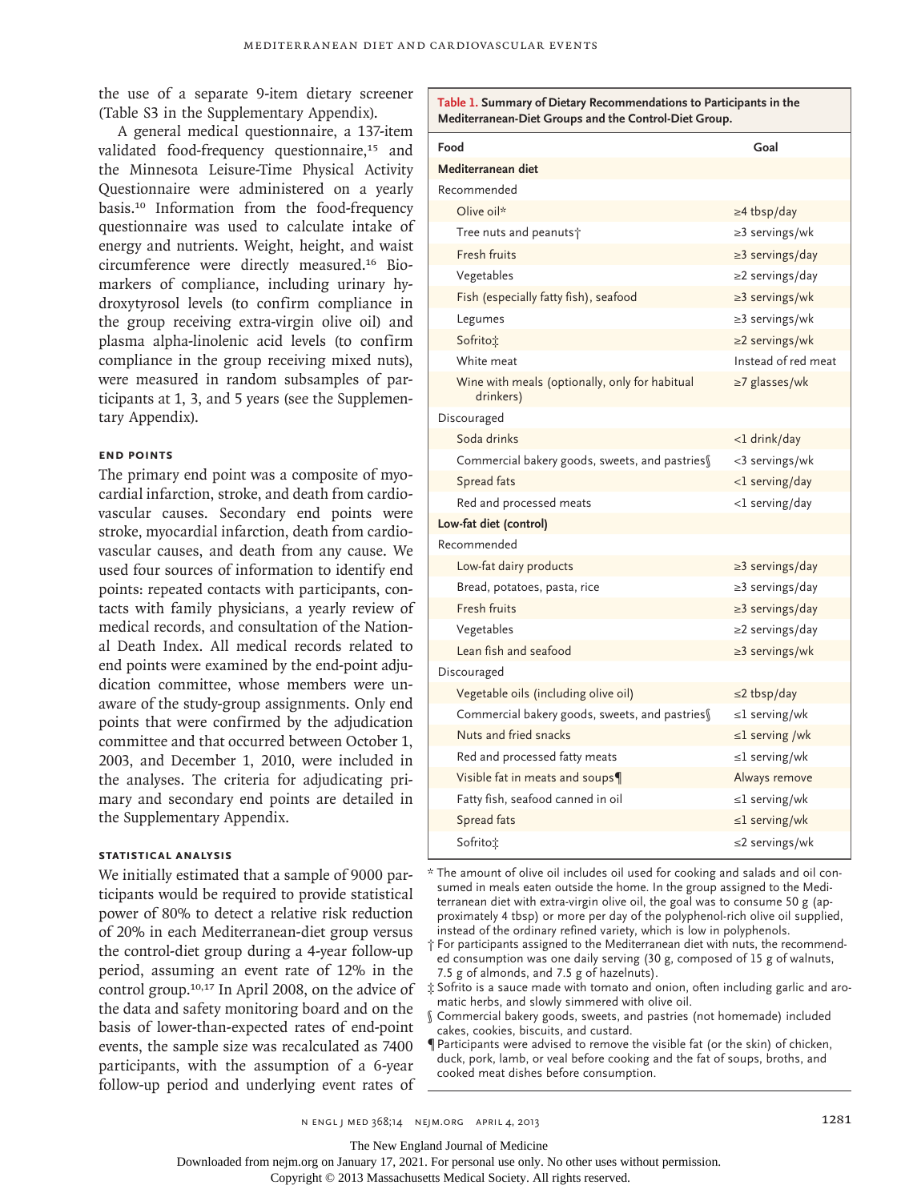the use of a separate 9-item dietary screener (Table S3 in the Supplementary Appendix).

A general medical questionnaire, a 137-item validated food-frequency questionnaire,[15] and the Minnesota Leisure-Time Physical Activity Questionnaire were administered on a yearly basis.[10] Information from the food-frequency questionnaire was used to calculate intake of energy and nutrients. Weight, height, and waist circumference were directly measured.[16] Biomarkers of compliance, including urinary hydroxytyrosol levels (to confirm compliance in the group receiving extra-virgin olive oil) and plasma alpha-linolenic acid levels (to confirm compliance in the group receiving mixed nuts), were measured in random subsamples of participants at 1, 3, and 5 years (see the Supplementary Appendix).

### End Points

The primary end point was a composite of myocardial infarction, stroke, and death from cardiovascular causes. Secondary end points were stroke, myocardial infarction, death from cardiovascular causes, and death from any cause. We used four sources of information to identify end points: repeated contacts with participants, contacts with family physicians, a yearly review of medical records, and consultation of the National Death Index. All medical records related to end points were examined by the end-point adjudication committee, whose members were unaware of the study-group assignments. Only end points that were confirmed by the adjudication committee and that occurred between October 1, 2003, and December 1, 2010, were included in the analyses. The criteria for adjudicating primary and secondary end points are detailed in the Supplementary Appendix.

### Statistical Analysis

We initially estimated that a sample of 9000 participants would be required to provide statistical power of 80% to detect a relative risk reduction of 20% in each Mediterranean-diet group versus the control-diet group during a 4-year follow-up period, assuming an event rate of 12% in the control group.[10,17] In April 2008, on the advice of the data and safety monitoring board and on the basis of lower-than-expected rates of end-point events, the sample size was recalculated as 7400 participants, with the assumption of a 6-year follow-up period and underlying event rates of

**Table 1. Summary of Dietary Recommendations to Participants in the Mediterranean-Diet Groups and the Control-Diet Group.**

| Food | Goal |
|---|---|
| **Mediterranean diet** | |
| Recommended | |
| Olive oil* | ≥4 tbsp/day |
| Tree nuts and peanuts† | ≥3 servings/wk |
| Fresh fruits | ≥3 servings/day |
| Vegetables | ≥2 servings/day |
| Fish (especially fatty fish), seafood | ≥3 servings/wk |
| Legumes | ≥3 servings/wk |
| Sofrito‡ | ≥2 servings/wk |
| White meat | Instead of red meat |
| Wine with meals (optionally, only for habitual drinkers) | ≥7 glasses/wk |
| Discouraged | |
| Soda drinks | <1 drink/day |
| Commercial bakery goods, sweets, and pastries§ | <3 servings/wk |
| Spread fats | <1 serving/day |
| Red and processed meats | <1 serving/day |
| **Low-fat diet (control)** | |
| Recommended | |
| Low-fat dairy products | ≥3 servings/day |
| Bread, potatoes, pasta, rice | ≥3 servings/day |
| Fresh fruits | ≥3 servings/day |
| Vegetables | ≥2 servings/day |
| Lean fish and seafood | ≥3 servings/wk |
| Discouraged | |
| Vegetable oils (including olive oil) | ≤2 tbsp/day |
| Commercial bakery goods, sweets, and pastries§ | ≤1 serving/wk |
| Nuts and fried snacks | ≤1 serving /wk |
| Red and processed fatty meats | ≤1 serving/wk |
| Visible fat in meats and soups¶ | Always remove |
| Fatty fish, seafood canned in oil | ≤1 serving/wk |
| Spread fats | ≤1 serving/wk |
| Sofrito‡ | ≤2 servings/wk |

\* The amount of olive oil includes oil used for cooking and salads and oil consumed in meals eaten outside the home. In the group assigned to the Mediterranean diet with extra-virgin olive oil, the goal was to consume 50 g (approximately 4 tbsp) or more per day of the polyphenol-rich olive oil supplied, instead of the ordinary refined variety, which is low in polyphenols.

† For participants assigned to the Mediterranean diet with nuts, the recommended consumption was one daily serving (30 g, composed of 15 g of walnuts, 7.5 g of almonds, and 7.5 g of hazelnuts).

‡ Sofrito is a sauce made with tomato and onion, often including garlic and aromatic herbs, and slowly simmered with olive oil.

§ Commercial bakery goods, sweets, and pastries (not homemade) included cakes, cookies, biscuits, and custard.

¶ Participants were advised to remove the visible fat (or the skin) of chicken, duck, pork, lamb, or veal before cooking and the fat of soups, broths, and cooked meat dishes before consumption.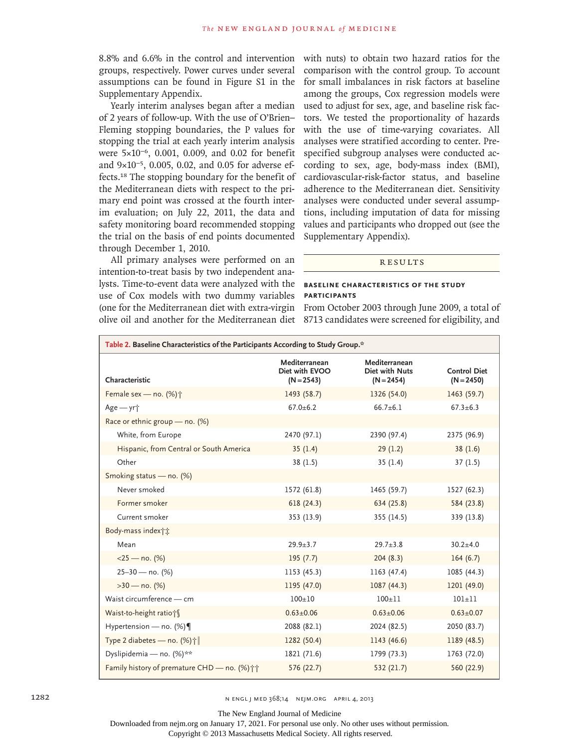8.8% and 6.6% in the control and intervention groups, respectively. Power curves under several assumptions can be found in Figure S1 in the Supplementary Appendix.

Yearly interim analyses began after a median of 2 years of follow-up. With the use of O'Brien–Fleming stopping boundaries, the P values for stopping the trial at each yearly interim analysis were $5 \times 10^{-6}$, 0.001, 0.009, and 0.02 for benefit and $9 \times 10^{-5}$, 0.005, 0.02, and 0.05 for adverse effects.[18] The stopping boundary for the benefit of the Mediterranean diets with respect to the primary end point was crossed at the fourth interim evaluation; on July 22, 2011, the data and safety monitoring board recommended stopping the trial on the basis of end points documented through December 1, 2010.

All primary analyses were performed on an intention-to-treat basis by two independent analysts. Time-to-event data were analyzed with the use of Cox models with two dummy variables (one for the Mediterranean diet with extra-virgin olive oil and another for the Mediterranean diet with nuts) to obtain two hazard ratios for the comparison with the control group. To account for small imbalances in risk factors at baseline among the groups, Cox regression models were used to adjust for sex, age, and baseline risk factors. We tested the proportionality of hazards with the use of time-varying covariates. All analyses were stratified according to center. Prespecified subgroup analyses were conducted according to sex, age, body-mass index (BMI), cardiovascular-risk-factor status, and baseline adherence to the Mediterranean diet. Sensitivity analyses were conducted under several assumptions, including imputation of data for missing values and participants who dropped out (see the Supplementary Appendix).

## RESULTS

### BASELINE CHARACTERISTICS OF THE STUDY PARTICIPANTS

From October 2003 through June 2009, a total of 8713 candidates were screened for eligibility, and

**Table 2. Baseline Characteristics of the Participants According to Study Group.***

| Characteristic | Mediterranean Diet with EVOO (N=2543) | Mediterranean Diet with Nuts (N=2454) | Control Diet (N=2450) |
|---|---|---|---|
| Female sex — no. (%)† | 1493 (58.7) | 1326 (54.0) | 1463 (59.7) |
| Age — yr† | 67.0±6.2 | 66.7±6.1 | 67.3±6.3 |
| Race or ethnic group — no. (%) | | | |
| White, from Europe | 2470 (97.1) | 2390 (97.4) | 2375 (96.9) |
| Hispanic, from Central or South America | 35 (1.4) | 29 (1.2) | 38 (1.6) |
| Other | 38 (1.5) | 35 (1.4) | 37 (1.5) |
| Smoking status — no. (%) | | | |
| Never smoked | 1572 (61.8) | 1465 (59.7) | 1527 (62.3) |
| Former smoker | 618 (24.3) | 634 (25.8) | 584 (23.8) |
| Current smoker | 353 (13.9) | 355 (14.5) | 339 (13.8) |
| Body-mass index†‡ | | | |
| Mean | 29.9±3.7 | 29.7±3.8 | 30.2±4.0 |
| <25 — no. (%) | 195 (7.7) | 204 (8.3) | 164 (6.7) |
| 25–30 — no. (%) | 1153 (45.3) | 1163 (47.4) | 1085 (44.3) |
| >30 — no. (%) | 1195 (47.0) | 1087 (44.3) | 1201 (49.0) |
| Waist circumference — cm | 100±10 | 100±11 | 101±11 |
| Waist-to-height ratio†§ | 0.63±0.06 | 0.63±0.06 | 0.63±0.07 |
| Hypertension — no. (%)¶ | 2088 (82.1) | 2024 (82.5) | 2050 (83.7) |
| Type 2 diabetes — no. (%)†‖ | 1282 (50.4) | 1143 (46.6) | 1189 (48.5) |
| Dyslipidemia — no. (%)** | 1821 (71.6) | 1799 (73.3) | 1763 (72.0) |
| Family history of premature CHD — no. (%)†† | 576 (22.7) | 532 (21.7) | 560 (22.9) |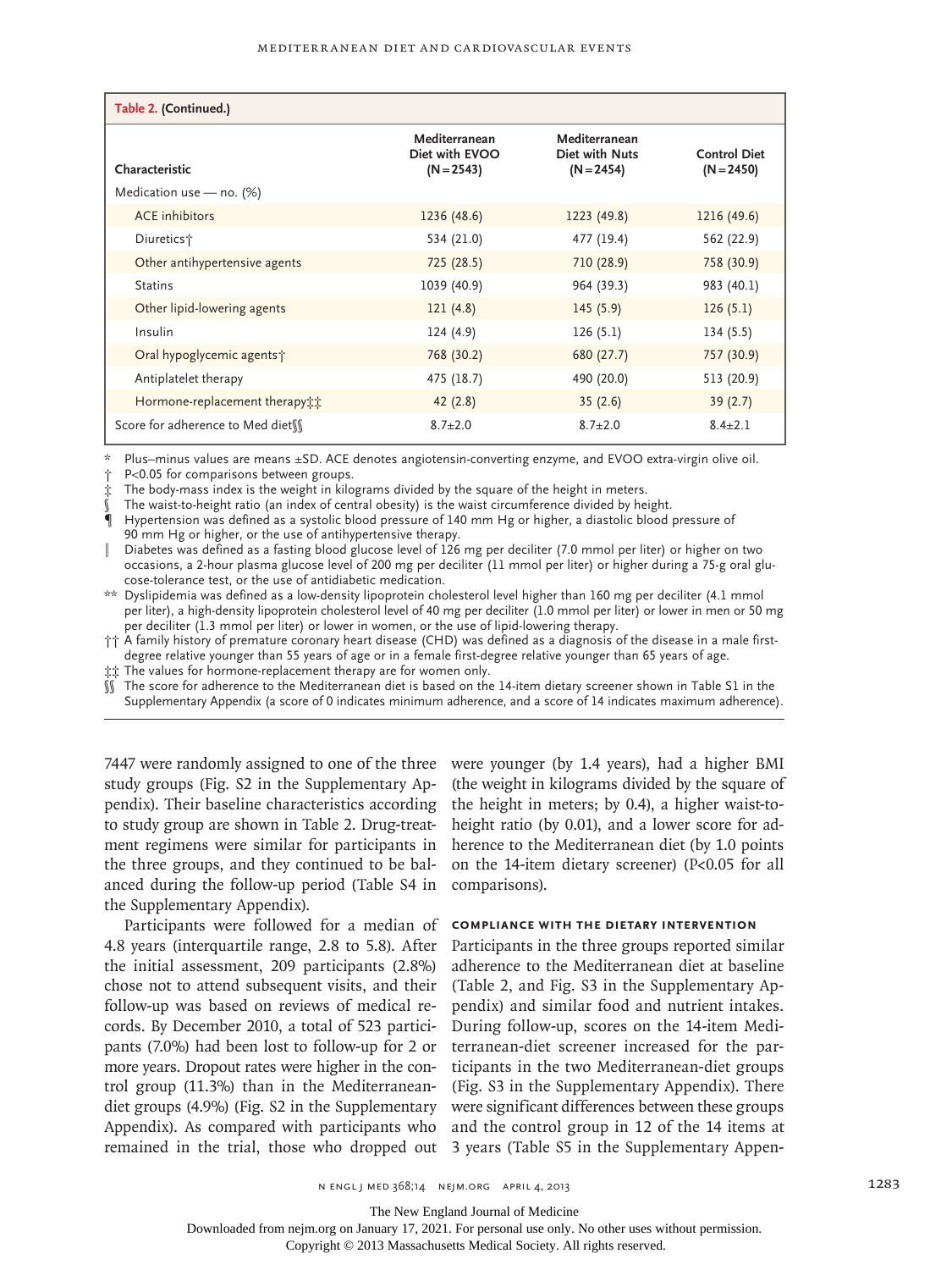**Table 2. (Continued.)**

| Characteristic | Mediterranean Diet with EVOO (N=2543) | Mediterranean Diet with Nuts (N=2454) | Control Diet (N=2450) |
|---|---|---|---|
| Medication use — no. (%) | | | |
| ACE inhibitors | 1236 (48.6) | 1223 (49.8) | 1216 (49.6) |
| Diuretics† | 534 (21.0) | 477 (19.4) | 562 (22.9) |
| Other antihypertensive agents | 725 (28.5) | 710 (28.9) | 758 (30.9) |
| Statins | 1039 (40.9) | 964 (39.3) | 983 (40.1) |
| Other lipid-lowering agents | 121 (4.8) | 145 (5.9) | 126 (5.1) |
| Insulin | 124 (4.9) | 126 (5.1) | 134 (5.5) |
| Oral hypoglycemic agents† | 768 (30.2) | 680 (27.7) | 757 (30.9) |
| Antiplatelet therapy | 475 (18.7) | 490 (20.0) | 513 (20.9) |
| Hormone-replacement therapy‡‡ | 42 (2.8) | 35 (2.6) | 39 (2.7) |
| Score for adherence to Med diet§§ | 8.7±2.0 | 8.7±2.0 | 8.4±2.1 |

\* Plus–minus values are means ±SD. ACE denotes angiotensin-converting enzyme, and EVOO extra-virgin olive oil.
† P<0.05 for comparisons between groups.
‡ The body-mass index is the weight in kilograms divided by the square of the height in meters.
§ The waist-to-height ratio (an index of central obesity) is the waist circumference divided by height.
¶ Hypertension was defined as a systolic blood pressure of 140 mm Hg or higher, a diastolic blood pressure of 90 mm Hg or higher, or the use of antihypertensive therapy.
‖ Diabetes was defined as a fasting blood glucose level of 126 mg per deciliter (7.0 mmol per liter) or higher on two occasions, a 2-hour plasma glucose level of 200 mg per deciliter (11 mmol per liter) or higher during a 75-g oral glucose-tolerance test, or the use of antidiabetic medication.
\*\* Dyslipidemia was defined as a low-density lipoprotein cholesterol level higher than 160 mg per deciliter (4.1 mmol per liter), a high-density lipoprotein cholesterol level of 40 mg per deciliter (1.0 mmol per liter) or lower in men or 50 mg per deciliter (1.3 mmol per liter) or lower in women, or the use of lipid-lowering therapy.
†† A family history of premature coronary heart disease (CHD) was defined as a diagnosis of the disease in a male first-degree relative younger than 55 years of age or in a female first-degree relative younger than 65 years of age.
‡‡ The values for hormone-replacement therapy are for women only.
§§ The score for adherence to the Mediterranean diet is based on the 14-item dietary screener shown in Table S1 in the Supplementary Appendix (a score of 0 indicates minimum adherence, and a score of 14 indicates maximum adherence).

7447 were randomly assigned to one of the three study groups (Fig. S2 in the Supplementary Appendix). Their baseline characteristics according to study group are shown in Table 2. Drug-treatment regimens were similar for participants in the three groups, and they continued to be balanced during the follow-up period (Table S4 in the Supplementary Appendix).

Participants were followed for a median of 4.8 years (interquartile range, 2.8 to 5.8). After the initial assessment, 209 participants (2.8%) chose not to attend subsequent visits, and their follow-up was based on reviews of medical records. By December 2010, a total of 523 participants (7.0%) had been lost to follow-up for 2 or more years. Dropout rates were higher in the control group (11.3%) than in the Mediterranean-diet groups (4.9%) (Fig. S2 in the Supplementary Appendix). As compared with participants who remained in the trial, those who dropped out were younger (by 1.4 years), had a higher BMI (the weight in kilograms divided by the square of the height in meters; by 0.4), a higher waist-to-height ratio (by 0.01), and a lower score for adherence to the Mediterranean diet (by 1.0 points on the 14-item dietary screener) (P<0.05 for all comparisons).

### COMPLIANCE WITH THE DIETARY INTERVENTION

Participants in the three groups reported similar adherence to the Mediterranean diet at baseline (Table 2, and Fig. S3 in the Supplementary Appendix) and similar food and nutrient intakes. During follow-up, scores on the 14-item Mediterranean-diet screener increased for the participants in the two Mediterranean-diet groups (Fig. S3 in the Supplementary Appendix). There were significant differences between these groups and the control group in 12 of the 14 items at 3 years (Table S5 in the Supplementary Appen-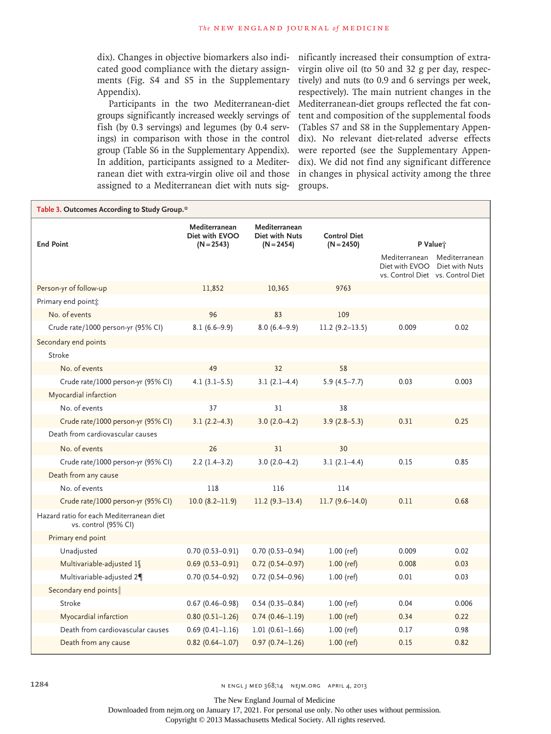dix). Changes in objective biomarkers also indicated good compliance with the dietary assignments (Fig. S4 and S5 in the Supplementary Appendix).

Participants in the two Mediterranean-diet groups significantly increased weekly servings of fish (by 0.3 servings) and legumes (by 0.4 servings) in comparison with those in the control group (Table S6 in the Supplementary Appendix). In addition, participants assigned to a Mediterranean diet with extra-virgin olive oil and those assigned to a Mediterranean diet with nuts significantly increased their consumption of extra-virgin olive oil (to 50 and 32 g per day, respectively) and nuts (to 0.9 and 6 servings per week, respectively). The main nutrient changes in the Mediterranean-diet groups reflected the fat content and composition of the supplemental foods (Tables S7 and S8 in the Supplementary Appendix). No relevant diet-related adverse effects were reported (see the Supplementary Appendix). We did not find any significant difference in changes in physical activity among the three groups.

**Table 3. Outcomes According to Study Group.***

| End Point | Mediterranean Diet with EVOO (N=2543) | Mediterranean Diet with Nuts (N=2454) | Control Diet (N=2450) | P Value† | |
|---|---|---|---|---|---|
| | | | | Mediterranean Diet with EVOO vs. Control Diet | Mediterranean Diet with Nuts vs. Control Diet |
| Person-yr of follow-up | 11,852 | 10,365 | 9763 | | |
| Primary end point‡ | | | | | |
| No. of events | 96 | 83 | 109 | | |
| Crude rate/1000 person-yr (95% CI) | 8.1 (6.6–9.9) | 8.0 (6.4–9.9) | 11.2 (9.2–13.5) | 0.009 | 0.02 |
| Secondary end points | | | | | |
| Stroke | | | | | |
| No. of events | 49 | 32 | 58 | | |
| Crude rate/1000 person-yr (95% CI) | 4.1 (3.1–5.5) | 3.1 (2.1–4.4) | 5.9 (4.5–7.7) | 0.03 | 0.003 |
| Myocardial infarction | | | | | |
| No. of events | 37 | 31 | 38 | | |
| Crude rate/1000 person-yr (95% CI) | 3.1 (2.2–4.3) | 3.0 (2.0–4.2) | 3.9 (2.8–5.3) | 0.31 | 0.25 |
| Death from cardiovascular causes | | | | | |
| No. of events | 26 | 31 | 30 | | |
| Crude rate/1000 person-yr (95% CI) | 2.2 (1.4–3.2) | 3.0 (2.0–4.2) | 3.1 (2.1–4.4) | 0.15 | 0.85 |
| Death from any cause | | | | | |
| No. of events | 118 | 116 | 114 | | |
| Crude rate/1000 person-yr (95% CI) | 10.0 (8.2–11.9) | 11.2 (9.3–13.4) | 11.7 (9.6–14.0) | 0.11 | 0.68 |
| Hazard ratio for each Mediterranean diet vs. control (95% CI) | | | | | |
| Primary end point | | | | | |
| Unadjusted | 0.70 (0.53–0.91) | 0.70 (0.53–0.94) | 1.00 (ref) | 0.009 | 0.02 |
| Multivariable-adjusted 1§ | 0.69 (0.53–0.91) | 0.72 (0.54–0.97) | 1.00 (ref) | 0.008 | 0.03 |
| Multivariable-adjusted 2¶ | 0.70 (0.54–0.92) | 0.72 (0.54–0.96) | 1.00 (ref) | 0.01 | 0.03 |
| Secondary end points‖ | | | | | |
| Stroke | 0.67 (0.46–0.98) | 0.54 (0.35–0.84) | 1.00 (ref) | 0.04 | 0.006 |
| Myocardial infarction | 0.80 (0.51–1.26) | 0.74 (0.46–1.19) | 1.00 (ref) | 0.34 | 0.22 |
| Death from cardiovascular causes | 0.69 (0.41–1.16) | 1.01 (0.61–1.66) | 1.00 (ref) | 0.17 | 0.98 |
| Death from any cause | 0.82 (0.64–1.07) | 0.97 (0.74–1.26) | 1.00 (ref) | 0.15 | 0.82 |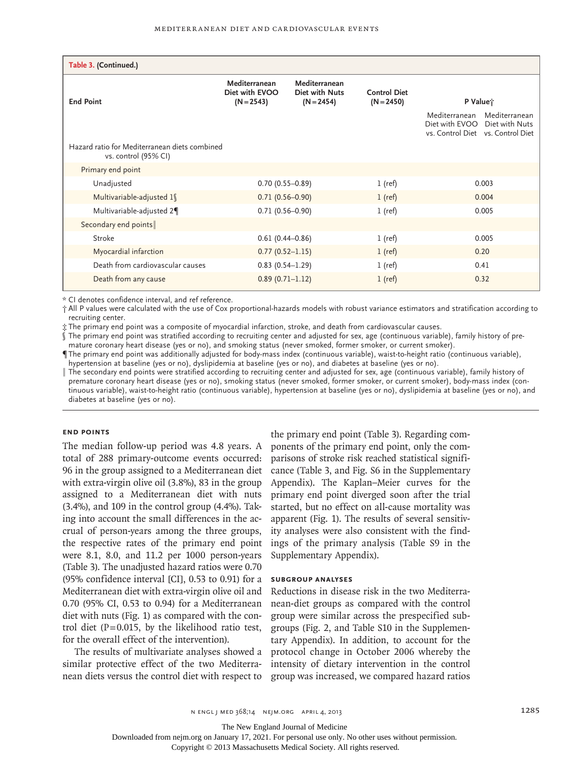**Table 3. (Continued.)**

| End Point | Mediterranean Diet with EVOO (N=2543) | Mediterranean Diet with Nuts (N=2454) | Control Diet (N=2450) | P Value† | |
|---|---|---|---|---|---|
| | | | | Mediterranean Diet with EVOO vs. Control Diet | Mediterranean Diet with Nuts vs. Control Diet |
| Hazard ratio for Mediterranean diets combined vs. control (95% CI) | | | | | |
| Primary end point | | | | | |
| Unadjusted | 0.70 (0.55–0.89) | | 1 (ref) | 0.003 | |
| Multivariable-adjusted 1§ | 0.71 (0.56–0.90) | | 1 (ref) | 0.004 | |
| Multivariable-adjusted 2¶ | 0.71 (0.56–0.90) | | 1 (ref) | 0.005 | |
| Secondary end points‖ | | | | | |
| Stroke | 0.61 (0.44–0.86) | | 1 (ref) | 0.005 | |
| Myocardial infarction | 0.77 (0.52–1.15) | | 1 (ref) | 0.20 | |
| Death from cardiovascular causes | 0.83 (0.54–1.29) | | 1 (ref) | 0.41 | |
| Death from any cause | 0.89 (0.71–1.12) | | 1 (ref) | 0.32 | |

\* CI denotes confidence interval, and ref reference.

† All P values were calculated with the use of Cox proportional-hazards models with robust variance estimators and stratification according to recruiting center.

‡ The primary end point was a composite of myocardial infarction, stroke, and death from cardiovascular causes.

§ The primary end point was stratified according to recruiting center and adjusted for sex, age (continuous variable), family history of premature coronary heart disease (yes or no), and smoking status (never smoked, former smoker, or current smoker).

¶ The primary end point was additionally adjusted for body-mass index (continuous variable), waist-to-height ratio (continuous variable), hypertension at baseline (yes or no), dyslipidemia at baseline (yes or no), and diabetes at baseline (yes or no).

‖ The secondary end points were stratified according to recruiting center and adjusted for sex, age (continuous variable), family history of premature coronary heart disease (yes or no), smoking status (never smoked, former smoker, or current smoker), body-mass index (continuous variable), waist-to-height ratio (continuous variable), hypertension at baseline (yes or no), dyslipidemia at baseline (yes or no), and diabetes at baseline (yes or no).

### End Points

The median follow-up period was 4.8 years. A total of 288 primary-outcome events occurred: 96 in the group assigned to a Mediterranean diet with extra-virgin olive oil (3.8%), 83 in the group assigned to a Mediterranean diet with nuts (3.4%), and 109 in the control group (4.4%). Taking into account the small differences in the accrual of person-years among the three groups, the respective rates of the primary end point were 8.1, 8.0, and 11.2 per 1000 person-years (Table 3). The unadjusted hazard ratios were 0.70 (95% confidence interval [CI], 0.53 to 0.91) for a Mediterranean diet with extra-virgin olive oil and 0.70 (95% CI, 0.53 to 0.94) for a Mediterranean diet with nuts (Fig. 1) as compared with the control diet (P=0.015, by the likelihood ratio test, for the overall effect of the intervention).

The results of multivariate analyses showed a similar protective effect of the two Mediterranean diets versus the control diet with respect to the primary end point (Table 3). Regarding components of the primary end point, only the comparisons of stroke risk reached statistical significance (Table 3, and Fig. S6 in the Supplementary Appendix). The Kaplan–Meier curves for the primary end point diverged soon after the trial started, but no effect on all-cause mortality was apparent (Fig. 1). The results of several sensitivity analyses were also consistent with the findings of the primary analysis (Table S9 in the Supplementary Appendix).

### Subgroup Analyses

Reductions in disease risk in the two Mediterranean-diet groups as compared with the control group were similar across the prespecified subgroups (Fig. 2, and Table S10 in the Supplementary Appendix). In addition, to account for the protocol change in October 2006 whereby the intensity of dietary intervention in the control group was increased, we compared hazard ratios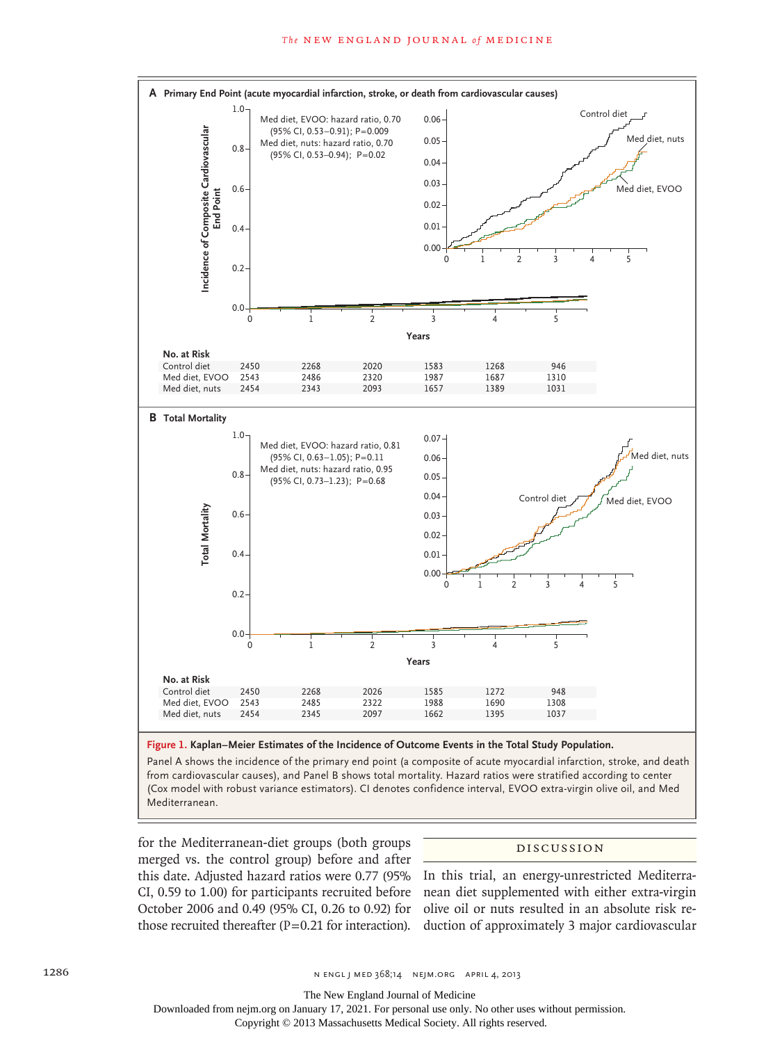**A Primary End Point (acute myocardial infarction, stroke, or death from cardiovascular causes)**

Med diet, EVOO: hazard ratio, 0.70 (95% CI, 0.53–0.91); P=0.009
Med diet, nuts: hazard ratio, 0.70 (95% CI, 0.53–0.94); P=0.02

**No. at Risk**

| | 0 | 1 | 2 | 3 | 4 | 5 |
|---|---|---|---|---|---|---|
| Control diet | 2450 | 2268 | 2020 | 1583 | 1268 | 946 |
| Med diet, EVOO | 2543 | 2486 | 2320 | 1987 | 1687 | 1310 |
| Med diet, nuts | 2454 | 2343 | 2093 | 1657 | 1389 | 1031 |

**B Total Mortality**

Med diet, EVOO: hazard ratio, 0.81 (95% CI, 0.63–1.05); P=0.11
Med diet, nuts: hazard ratio, 0.95 (95% CI, 0.73–1.23); P=0.68

**No. at Risk**

| | 0 | 1 | 2 | 3 | 4 | 5 |
|---|---|---|---|---|---|---|
| Control diet | 2450 | 2268 | 2026 | 1585 | 1272 | 948 |
| Med diet, EVOO | 2543 | 2485 | 2322 | 1988 | 1690 | 1308 |
| Med diet, nuts | 2454 | 2345 | 2097 | 1662 | 1395 | 1037 |

**Figure 1. Kaplan–Meier Estimates of the Incidence of Outcome Events in the Total Study Population.**

Panel A shows the incidence of the primary end point (a composite of acute myocardial infarction, stroke, and death from cardiovascular causes), and Panel B shows total mortality. Hazard ratios were stratified according to center (Cox model with robust variance estimators). CI denotes confidence interval, EVOO extra-virgin olive oil, and Med Mediterranean.

for the Mediterranean-diet groups (both groups merged vs. the control group) before and after this date. Adjusted hazard ratios were 0.77 (95% CI, 0.59 to 1.00) for participants recruited before October 2006 and 0.49 (95% CI, 0.26 to 0.92) for those recruited thereafter (P=0.21 for interaction).

## DISCUSSION

In this trial, an energy-unrestricted Mediterranean diet supplemented with either extra-virgin olive oil or nuts resulted in an absolute risk reduction of approximately 3 major cardiovascular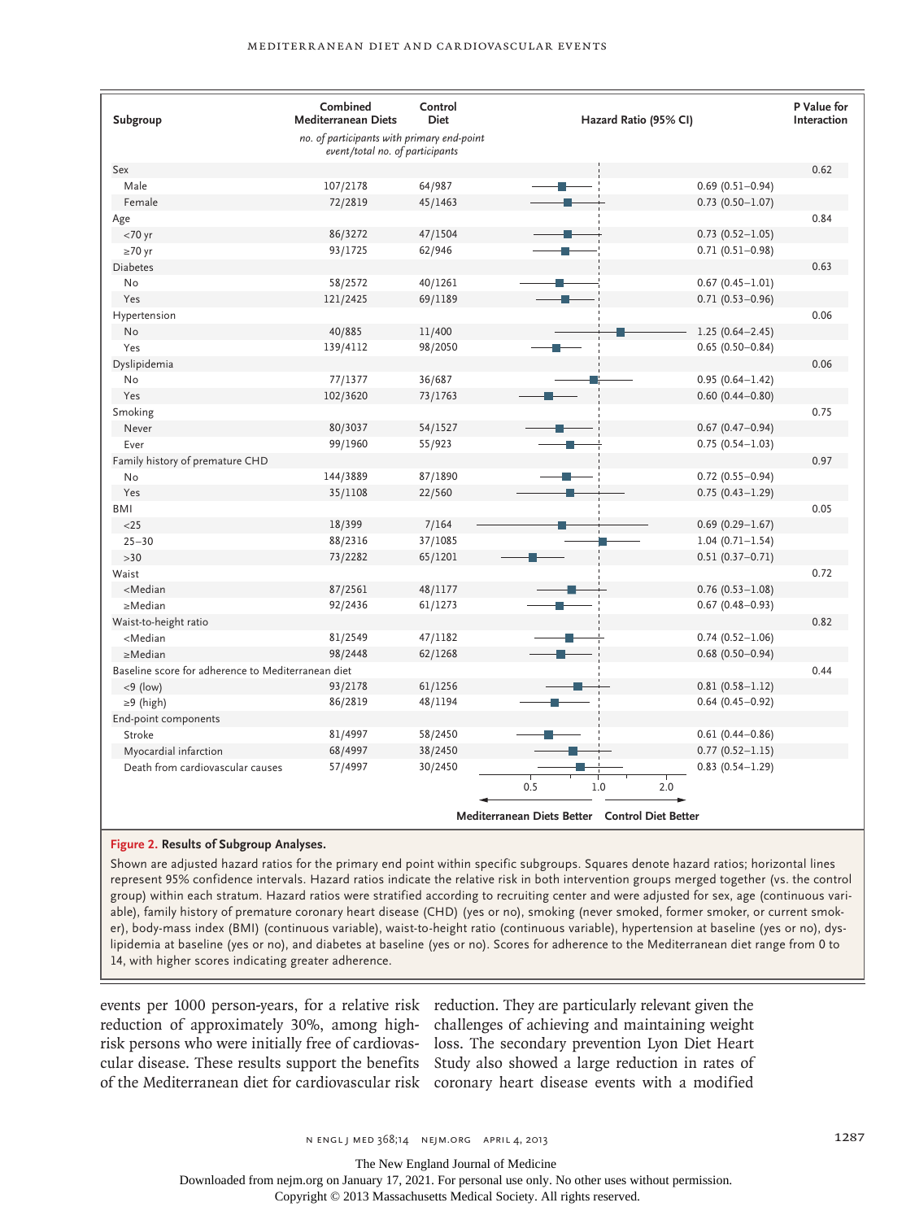| Subgroup | Combined Mediterranean Diets | Control Diet | Hazard Ratio (95% CI) | P Value for Interaction |
|---|---|---|---|---|
| | *no. of participants with primary end-point event/total no. of participants* | | | |
| Sex | | | | 0.62 |
| Male | 107/2178 | 64/987 | 0.69 (0.51–0.94) | |
| Female | 72/2819 | 45/1463 | 0.73 (0.50–1.07) | |
| Age | | | | 0.84 |
| <70 yr | 86/3272 | 47/1504 | 0.73 (0.52–1.05) | |
| ≥70 yr | 93/1725 | 62/946 | 0.71 (0.51–0.98) | |
| Diabetes | | | | 0.63 |
| No | 58/2572 | 40/1261 | 0.67 (0.45–1.01) | |
| Yes | 121/2425 | 69/1189 | 0.71 (0.53–0.96) | |
| Hypertension | | | | 0.06 |
| No | 40/885 | 11/400 | 1.25 (0.64–2.45) | |
| Yes | 139/4112 | 98/2050 | 0.65 (0.50–0.84) | |
| Dyslipidemia | | | | 0.06 |
| No | 77/1377 | 36/687 | 0.95 (0.64–1.42) | |
| Yes | 102/3620 | 73/1763 | 0.60 (0.44–0.80) | |
| Smoking | | | | 0.75 |
| Never | 80/3037 | 54/1527 | 0.67 (0.47–0.94) | |
| Ever | 99/1960 | 55/923 | 0.75 (0.54–1.03) | |
| Family history of premature CHD | | | | 0.97 |
| No | 144/3889 | 87/1890 | 0.72 (0.55–0.94) | |
| Yes | 35/1108 | 22/560 | 0.75 (0.43–1.29) | |
| BMI | | | | 0.05 |
| <25 | 18/399 | 7/164 | 0.69 (0.29–1.67) | |
| 25–30 | 88/2316 | 37/1085 | 1.04 (0.71–1.54) | |
| >30 | 73/2282 | 65/1201 | 0.51 (0.37–0.71) | |
| Waist | | | | 0.72 |
| <Median | 87/2561 | 48/1177 | 0.76 (0.53–1.08) | |
| ≥Median | 92/2436 | 61/1273 | 0.67 (0.48–0.93) | |
| Waist-to-height ratio | | | | 0.82 |
| <Median | 81/2549 | 47/1182 | 0.74 (0.52–1.06) | |
| ≥Median | 98/2448 | 62/1268 | 0.68 (0.50–0.94) | |
| Baseline score for adherence to Mediterranean diet | | | | 0.44 |
| <9 (low) | 93/2178 | 61/1256 | 0.81 (0.58–1.12) | |
| ≥9 (high) | 86/2819 | 48/1194 | 0.64 (0.45–0.92) | |
| End-point components | | | | |
| Stroke | 81/4997 | 58/2450 | 0.61 (0.44–0.86) | |
| Myocardial infarction | 68/4997 | 38/2450 | 0.77 (0.52–1.15) | |
| Death from cardiovascular causes | 57/4997 | 30/2450 | 0.83 (0.54–1.29) | |

← Mediterranean Diets Better | Control Diet Better →

**Figure 2. Results of Subgroup Analyses.**

Shown are adjusted hazard ratios for the primary end point within specific subgroups. Squares denote hazard ratios; horizontal lines represent 95% confidence intervals. Hazard ratios indicate the relative risk in both intervention groups merged together (vs. the control group) within each stratum. Hazard ratios were stratified according to recruiting center and were adjusted for sex, age (continuous variable), family history of premature coronary heart disease (CHD) (yes or no), smoking (never smoked, former smoker, or current smoker), body-mass index (BMI) (continuous variable), waist-to-height ratio (continuous variable), hypertension at baseline (yes or no), dyslipidemia at baseline (yes or no), and diabetes at baseline (yes or no). Scores for adherence to the Mediterranean diet range from 0 to 14, with higher scores indicating greater adherence.

events per 1000 person-years, for a relative risk reduction of approximately 30%, among high-risk persons who were initially free of cardiovascular disease. These results support the benefits of the Mediterranean diet for cardiovascular risk reduction. They are particularly relevant given the challenges of achieving and maintaining weight loss. The secondary prevention Lyon Diet Heart Study also showed a large reduction in rates of coronary heart disease events with a modified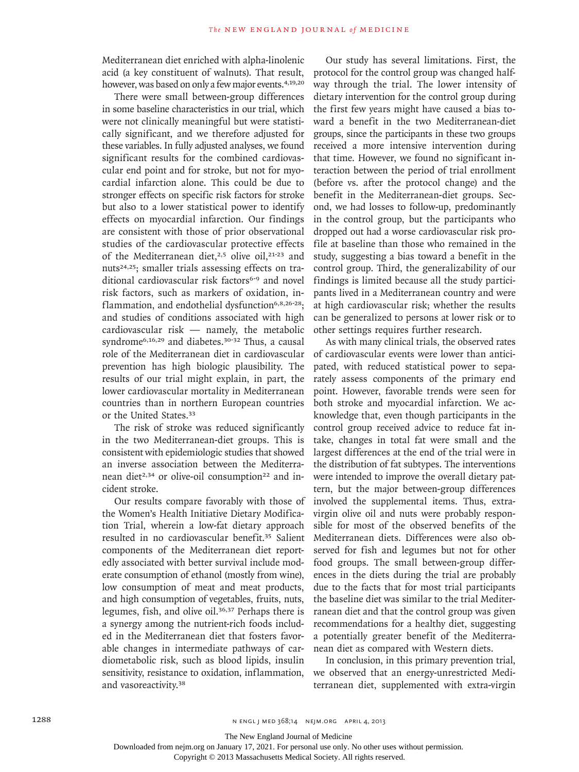Mediterranean diet enriched with alpha-linolenic acid (a key constituent of walnuts). That result, however, was based on only a few major events.[4,19,20]

There were small between-group differences in some baseline characteristics in our trial, which were not clinically meaningful but were statistically significant, and we therefore adjusted for these variables. In fully adjusted analyses, we found significant results for the combined cardiovascular end point and for stroke, but not for myocardial infarction alone. This could be due to stronger effects on specific risk factors for stroke but also to a lower statistical power to identify effects on myocardial infarction. Our findings are consistent with those of prior observational studies of the cardiovascular protective effects of the Mediterranean diet,[2,5] olive oil,[21-23] and nuts[24,25]; smaller trials assessing effects on traditional cardiovascular risk factors[6-9] and novel risk factors, such as markers of oxidation, inflammation, and endothelial dysfunction[6,8,26-28]; and studies of conditions associated with high cardiovascular risk — namely, the metabolic syndrome[6,16,29] and diabetes.[30-32] Thus, a causal role of the Mediterranean diet in cardiovascular prevention has high biologic plausibility. The results of our trial might explain, in part, the lower cardiovascular mortality in Mediterranean countries than in northern European countries or the United States.[33]

The risk of stroke was reduced significantly in the two Mediterranean-diet groups. This is consistent with epidemiologic studies that showed an inverse association between the Mediterranean diet[2,34] or olive-oil consumption[22] and incident stroke.

Our results compare favorably with those of the Women's Health Initiative Dietary Modification Trial, wherein a low-fat dietary approach resulted in no cardiovascular benefit.[35] Salient components of the Mediterranean diet reportedly associated with better survival include moderate consumption of ethanol (mostly from wine), low consumption of meat and meat products, and high consumption of vegetables, fruits, nuts, legumes, fish, and olive oil.[36,37] Perhaps there is a synergy among the nutrient-rich foods included in the Mediterranean diet that fosters favorable changes in intermediate pathways of cardiometabolic risk, such as blood lipids, insulin sensitivity, resistance to oxidation, inflammation, and vasoreactivity.[38]

Our study has several limitations. First, the protocol for the control group was changed halfway through the trial. The lower intensity of dietary intervention for the control group during the first few years might have caused a bias toward a benefit in the two Mediterranean-diet groups, since the participants in these two groups received a more intensive intervention during that time. However, we found no significant interaction between the period of trial enrollment (before vs. after the protocol change) and the benefit in the Mediterranean-diet groups. Second, we had losses to follow-up, predominantly in the control group, but the participants who dropped out had a worse cardiovascular risk profile at baseline than those who remained in the study, suggesting a bias toward a benefit in the control group. Third, the generalizability of our findings is limited because all the study participants lived in a Mediterranean country and were at high cardiovascular risk; whether the results can be generalized to persons at lower risk or to other settings requires further research.

As with many clinical trials, the observed rates of cardiovascular events were lower than anticipated, with reduced statistical power to separately assess components of the primary end point. However, favorable trends were seen for both stroke and myocardial infarction. We acknowledge that, even though participants in the control group received advice to reduce fat intake, changes in total fat were small and the largest differences at the end of the trial were in the distribution of fat subtypes. The interventions were intended to improve the overall dietary pattern, but the major between-group differences involved the supplemental items. Thus, extra-virgin olive oil and nuts were probably responsible for most of the observed benefits of the Mediterranean diets. Differences were also observed for fish and legumes but not for other food groups. The small between-group differences in the diets during the trial are probably due to the facts that for most trial participants the baseline diet was similar to the trial Mediterranean diet and that the control group was given recommendations for a healthy diet, suggesting a potentially greater benefit of the Mediterranean diet as compared with Western diets.

In conclusion, in this primary prevention trial, we observed that an energy-unrestricted Mediterranean diet, supplemented with extra-virgin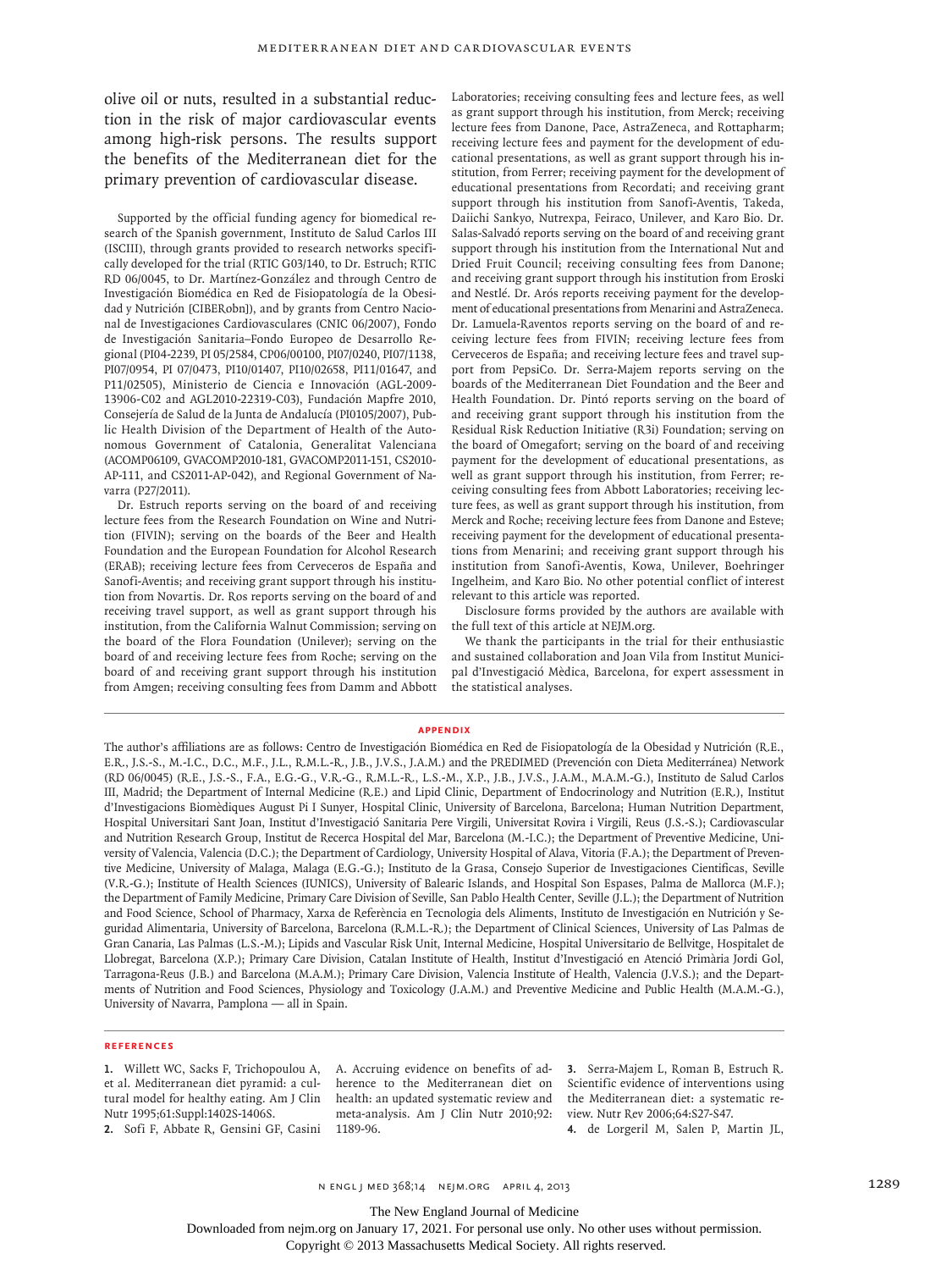olive oil or nuts, resulted in a substantial reduction in the risk of major cardiovascular events among high-risk persons. The results support the benefits of the Mediterranean diet for the primary prevention of cardiovascular disease.

Supported by the official funding agency for biomedical research of the Spanish government, Instituto de Salud Carlos III (ISCIII), through grants provided to research networks specifically developed for the trial (RTIC G03/140, to Dr. Estruch; RTIC RD 06/0045, to Dr. Martínez-González and through Centro de Investigación Biomédica en Red de Fisiopatología de la Obesidad y Nutrición [CIBERobn]), and by grants from Centro Nacional de Investigaciones Cardiovasculares (CNIC 06/2007), Fondo de Investigación Sanitaria–Fondo Europeo de Desarrollo Regional (PI04-2239, PI 05/2584, CP06/00100, PI07/0240, PI07/1138, PI07/0954, PI 07/0473, PI10/01407, PI10/02658, PI11/01647, and P11/02505), Ministerio de Ciencia e Innovación (AGL-2009-13906-C02 and AGL2010-22319-C03), Fundación Mapfre 2010, Consejería de Salud de la Junta de Andalucía (PI0105/2007), Public Health Division of the Department of Health of the Autonomous Government of Catalonia, Generalitat Valenciana (ACOMP06109, GVACOMP2010-181, GVACOMP2011-151, CS2010-AP-111, and CS2011-AP-042), and Regional Government of Navarra (P27/2011).

Dr. Estruch reports serving on the board of and receiving lecture fees from the Research Foundation on Wine and Nutrition (FIVIN); serving on the boards of the Beer and Health Foundation and the European Foundation for Alcohol Research (ERAB); receiving lecture fees from Cerveceros de España and Sanofi-Aventis; and receiving grant support through his institution from Novartis. Dr. Ros reports serving on the board of and receiving travel support, as well as grant support through his institution, from the California Walnut Commission; serving on the board of the Flora Foundation (Unilever); serving on the board of and receiving lecture fees from Roche; serving on the board of and receiving grant support through his institution from Amgen; receiving consulting fees from Damm and Abbott Laboratories; receiving consulting fees and lecture fees, as well as grant support through his institution, from Merck; receiving lecture fees from Danone, Pace, AstraZeneca, and Rottapharm; receiving lecture fees and payment for the development of educational presentations, as well as grant support through his institution, from Ferrer; receiving payment for the development of educational presentations from Recordati; and receiving grant support through his institution from Sanofi-Aventis, Takeda, Daiichi Sankyo, Nutrexpa, Feiraco, Unilever, and Karo Bio. Dr. Salas-Salvadó reports serving on the board of and receiving grant support through his institution from the International Nut and Dried Fruit Council; receiving consulting fees from Danone; and receiving grant support through his institution from Eroski and Nestlé. Dr. Arós reports receiving payment for the development of educational presentations from Menarini and AstraZeneca. Dr. Lamuela-Raventos reports serving on the board of and receiving lecture fees from FIVIN; receiving lecture fees from Cerveceros de España; and receiving lecture fees and travel support from PepsiCo. Dr. Serra-Majem reports serving on the boards of the Mediterranean Diet Foundation and the Beer and Health Foundation. Dr. Pintó reports serving on the board of and receiving grant support through his institution from the Residual Risk Reduction Initiative (R3i) Foundation; serving on the board of Omegafort; serving on the board of and receiving payment for the development of educational presentations, as well as grant support through his institution, from Ferrer; receiving consulting fees from Abbott Laboratories; receiving lecture fees, as well as grant support through his institution, from Merck and Roche; receiving lecture fees from Danone and Esteve; receiving payment for the development of educational presentations from Menarini; and receiving grant support through his institution from Sanofi-Aventis, Kowa, Unilever, Boehringer Ingelheim, and Karo Bio. No other potential conflict of interest relevant to this article was reported.

Disclosure forms provided by the authors are available with the full text of this article at NEJM.org.

We thank the participants in the trial for their enthusiastic and sustained collaboration and Joan Vila from Institut Municipal d'Investigació Mèdica, Barcelona, for expert assessment in the statistical analyses.

## APPENDIX

The author's affiliations are as follows: Centro de Investigación Biomédica en Red de Fisiopatología de la Obesidad y Nutrición (R.E., E.R., J.S.-S., M.-I.C., D.C., M.F., J.L., R.M.L.-R., J.B., J.V.S., J.A.M.) and the PREDIMED (Prevención con Dieta Mediterránea) Network (RD 06/0045) (R.E., J.S.-S., F.A., E.G.-G., V.R.-G., R.M.L.-R., L.S.-M., X.P., J.B., J.V.S., J.A.M., M.A.M.-G.), Instituto de Salud Carlos III, Madrid; the Department of Internal Medicine (R.E.) and Lipid Clinic, Department of Endocrinology and Nutrition (E.R.), Institut d'Investigacions Biomèdiques August Pi I Sunyer, Hospital Clinic, University of Barcelona, Barcelona; Human Nutrition Department, Hospital Universitari Sant Joan, Institut d'Investigació Sanitaria Pere Virgili, Universitat Rovira i Virgili, Reus (J.S.-S.); Cardiovascular and Nutrition Research Group, Institut de Recerca Hospital del Mar, Barcelona (M.-I.C.); the Department of Preventive Medicine, University of Valencia, Valencia (D.C.); the Department of Cardiology, University Hospital of Alava, Vitoria (F.A.); the Department of Preventive Medicine, University of Malaga, Malaga (E.G.-G.); Instituto de la Grasa, Consejo Superior de Investigaciones Cientificas, Seville (V.R.-G.); Institute of Health Sciences (IUNICS), University of Balearic Islands, and Hospital Son Espases, Palma de Mallorca (M.F.); the Department of Family Medicine, Primary Care Division of Seville, San Pablo Health Center, Seville (J.L.); the Department of Nutrition and Food Science, School of Pharmacy, Xarxa de Referència en Tecnologia dels Aliments, Instituto de Investigación en Nutrición y Seguridad Alimentaria, University of Barcelona, Barcelona (R.M.L.-R.); the Department of Clinical Sciences, University of Las Palmas de Gran Canaria, Las Palmas (L.S.-M.); Lipids and Vascular Risk Unit, Internal Medicine, Hospital Universitario de Bellvitge, Hospitalet de Llobregat, Barcelona (X.P.); Primary Care Division, Catalan Institute of Health, Institut d'Investigació en Atenció Primària Jordi Gol, Tarragona-Reus (J.B.) and Barcelona (M.A.M.); Primary Care Division, Valencia Institute of Health, Valencia (J.V.S.); and the Departments of Nutrition and Food Sciences, Physiology and Toxicology (J.A.M.) and Preventive Medicine and Public Health (M.A.M.-G.), University of Navarra, Pamplona — all in Spain.

## REFERENCES

1. Willett WC, Sacks F, Trichopoulou A, et al. Mediterranean diet pyramid: a cultural model for healthy eating. Am J Clin Nutr 1995;61:Suppl:1402S-1406S.
2. Sofi F, Abbate R, Gensini GF, Casini A. Accruing evidence on benefits of adherence to the Mediterranean diet on health: an updated systematic review and meta-analysis. Am J Clin Nutr 2010;92:1189-96.
3. Serra-Majem L, Roman B, Estruch R. Scientific evidence of interventions using the Mediterranean diet: a systematic review. Nutr Rev 2006;64:S27-S47.
4. de Lorgeril M, Salen P, Martin JL,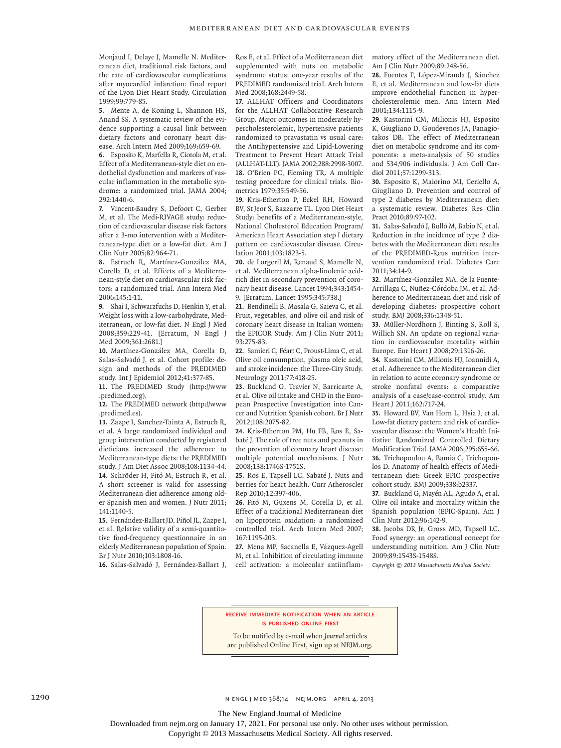Monjaud I, Delaye J, Mamelle N. Mediterranean diet, traditional risk factors, and the rate of cardiovascular complications after myocardial infarction: final report of the Lyon Diet Heart Study. Circulation 1999;99:779-85.

**5.** Mente A, de Koning L, Shannon HS, Anand SS. A systematic review of the evidence supporting a causal link between dietary factors and coronary heart disease. Arch Intern Med 2009;169:659-69.

**6.** Esposito K, Marfella R, Ciotola M, et al. Effect of a Mediterranean-style diet on endothelial dysfunction and markers of vascular inflammation in the metabolic syndrome: a randomized trial. JAMA 2004; 292:1440-6.

**7.** Vincent-Baudry S, Defoort C, Gerber M, et al. The Medi-RIVAGE study: reduction of cardiovascular disease risk factors after a 3-mo intervention with a Mediterranean-type diet or a low-fat diet. Am J Clin Nutr 2005;82:964-71.

**8.** Estruch R, Martínez-González MA, Corella D, et al. Effects of a Mediterranean-style diet on cardiovascular risk factors: a randomized trial. Ann Intern Med 2006;145:1-11.

**9.** Shai I, Schwarzfuchs D, Henkin Y, et al. Weight loss with a low-carbohydrate, Mediterranean, or low-fat diet. N Engl J Med 2008;359:229-41. [Erratum, N Engl J Med 2009;361:2681.]

**10.** Martínez-González MA, Corella D, Salas-Salvadó J, et al. Cohort profile: design and methods of the PREDIMED study. Int J Epidemiol 2012;41:377-85.

**11.** The PREDIMED Study (http://www.predimed.org).

**12.** The PREDIMED network (http://www.predimed.es).

**13.** Zazpe I, Sanchez-Tainta A, Estruch R, et al. A large randomized individual and group intervention conducted by registered dieticians increased the adherence to Mediterranean-type diets: the PREDIMED study. J Am Diet Assoc 2008;108:1134-44.

**14.** Schröder H, Fitó M, Estruch R, et al. A short screener is valid for assessing Mediterranean diet adherence among older Spanish men and women. J Nutr 2011; 141:1140-5.

**15.** Fernández-Ballart JD, Piñol JL, Zazpe I, et al. Relative validity of a semi-quantitative food-frequency questionnaire in an elderly Mediterranean population of Spain. Br J Nutr 2010;103:1808-16.

**16.** Salas-Salvadó J, Fernández-Ballart J, Ros E, et al. Effect of a Mediterranean diet supplemented with nuts on metabolic syndrome status: one-year results of the PREDIMED randomized trial. Arch Intern Med 2008;168:2449-58.

**17.** ALLHAT Officers and Coordinators for the ALLHAT Collaborative Research Group. Major outcomes in moderately hypercholesterolemic, hypertensive patients randomized to pravastatin vs usual care: the Antihypertensive and Lipid-Lowering Treatment to Prevent Heart Attack Trial (ALLHAT-LLT). JAMA 2002;288:2998-3007.

**18.** O'Brien PC, Fleming TR. A multiple testing procedure for clinical trials. Biometrics 1979;35:549-56.

**19.** Kris-Etherton P, Eckel RH, Howard BV, St Jeor S, Bazzarre TL. Lyon Diet Heart Study: benefits of a Mediterranean-style, National Cholesterol Education Program/American Heart Association step I dietary pattern on cardiovascular disease. Circulation 2001;103:1823-5.

**20.** de Lorgeril M, Renaud S, Mamelle N, et al. Mediterranean alpha-linolenic acid-rich diet in secondary prevention of coronary heart disease. Lancet 1994;343:1454-9. [Erratum, Lancet 1995;345:738.]

**21.** Bendinelli B, Masala G, Saieva C, et al. Fruit, vegetables, and olive oil and risk of coronary heart disease in Italian women: the EPICOR Study. Am J Clin Nutr 2011; 93:275-83.

**22.** Samieri C, Féart C, Proust-Lima C, et al. Olive oil consumption, plasma oleic acid, and stroke incidence: the Three-City Study. Neurology 2011;77:418-25.

**23.** Buckland G, Travier N, Barricarte A, et al. Olive oil intake and CHD in the European Prospective Investigation into Cancer and Nutrition Spanish cohort. Br J Nutr 2012;108:2075-82.

**24.** Kris-Etherton PM, Hu FB, Ros E, Sabaté J. The role of tree nuts and peanuts in the prevention of coronary heart disease: multiple potential mechanisms. J Nutr 2008;138:1746S-1751S.

**25.** Ros E, Tapsell LC, Sabaté J. Nuts and berries for heart health. Curr Atheroscler Rep 2010;12:397-406.

**26.** Fitó M, Guxens M, Corella D, et al. Effect of a traditional Mediterranean diet on lipoprotein oxidation: a randomized controlled trial. Arch Intern Med 2007; 167:1195-203.

**27.** Mena MP, Sacanella E, Vázquez-Agell M, et al. Inhibition of circulating immune cell activation: a molecular antiinflammatory effect of the Mediterranean diet. Am J Clin Nutr 2009;89:248-56.

**28.** Fuentes F, López-Miranda J, Sánchez E, et al. Mediterranean and low-fat diets improve endothelial function in hypercholesterolemic men. Ann Intern Med 2001;134:1115-9.

**29.** Kastorini CM, Milionis HJ, Esposito K, Giugliano D, Goudevenos JA, Panagiotakos DB. The effect of Mediterranean diet on metabolic syndrome and its components: a meta-analysis of 50 studies and 534,906 individuals. J Am Coll Cardiol 2011;57:1299-313.

**30.** Esposito K, Maiorino MI, Ceriello A, Giugliano D. Prevention and control of type 2 diabetes by Mediterranean diet: a systematic review. Diabetes Res Clin Pract 2010;89:97-102.

**31.** Salas-Salvadó J, Bulló M, Babio N, et al. Reduction in the incidence of type 2 diabetes with the Mediterranean diet: results of the PREDIMED-Reus nutrition intervention randomized trial. Diabetes Care 2011;34:14-9.

**32.** Martínez-González MA, de la Fuente-Arrillaga C, Nuñez-Córdoba JM, et al. Adherence to Mediterranean diet and risk of developing diabetes: prospective cohort study. BMJ 2008;336:1348-51.

**33.** Müller-Nordhorn J, Binting S, Roll S, Willich SN. An update on regional variation in cardiovascular mortality within Europe. Eur Heart J 2008;29:1316-26.

**34.** Kastorini CM, Milionis HJ, Ioannidi A, et al. Adherence to the Mediterranean diet in relation to acute coronary syndrome or stroke nonfatal events: a comparative analysis of a case/case-control study. Am Heart J 2011;162:717-24.

**35.** Howard BV, Van Horn L, Hsia J, et al. Low-fat dietary pattern and risk of cardiovascular disease: the Women's Health Initiative Randomized Controlled Dietary Modification Trial. JAMA 2006;295:655-66.

**36.** Trichopoulou A, Bamia C, Trichopoulos D. Anatomy of health effects of Mediterranean diet: Greek EPIC prospective cohort study. BMJ 2009;338:b2337.

**37.** Buckland G, Mayén AL, Agudo A, et al. Olive oil intake and mortality within the Spanish population (EPIC-Spain). Am J Clin Nutr 2012;96:142-9.

**38.** Jacobs DR Jr, Gross MD, Tapsell LC. Food synergy: an operational concept for understanding nutrition. Am J Clin Nutr 2009;89:1543S-1548S.

*Copyright © 2013 Massachusetts Medical Society.*

RECEIVE IMMEDIATE NOTIFICATION WHEN AN ARTICLE IS PUBLISHED ONLINE FIRST

To be notified by e-mail when *Journal* articles are published Online First, sign up at NEJM.org.